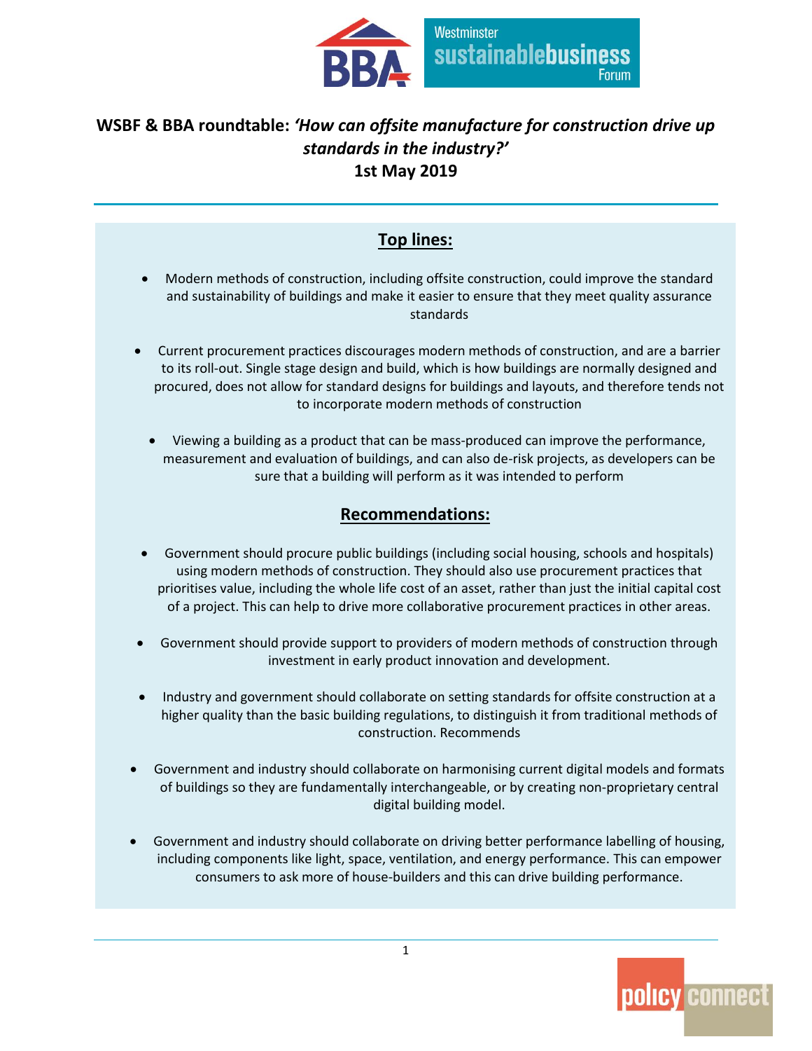# WSBF & BBA roundtable: *'How can offsite manufacture for construction drive up standards in the industry?'*

**1st May 2019**

## Top lines:

- Modern methods of construction, including offsite construction, could improve the standard and sustainability of buildings and make it easier to ensure that they meet quality assurance standards
- Current procurement practices discourages modern methods of construction, and are a barrier to its roll-out. Single stage design and build, which is how buildings are normally designed and procured, does not allow for standard designs for buildings and layouts, and therefore tends not to incorporate modern methods of construction
- Viewing a building as a product that can be mass-produced can improve the performance, measurement and evaluation of buildings, and can also de-risk projects, as developers can be sure that a building will perform as it was intended to perform

## Recommendations:

- Government should procure public buildings (including social housing, schools and hospitals) using modern methods of construction. They should also use procurement practices that prioritises value, including the whole life cost of an asset, rather than just the initial capital cost of a project. This can help to drive more collaborative procurement practices in other areas.
- Government should provide support to providers of modern methods of construction through investment in early product innovation and development.
- Industry and government should collaborate on setting standards for offsite construction at a higher quality than the basic building regulations, to distinguish it from traditional methods of construction. Recommends
- Government and industry should collaborate on harmonising current digital models and formats of buildings so they are fundamentally interchangeable, or by creating non-proprietary central digital building model.
- Government and industry should collaborate on driving better performance labelling of housing, including components like light, space, ventilation, and energy performance. This can empower consumers to ask more of house-builders and this can drive building performance.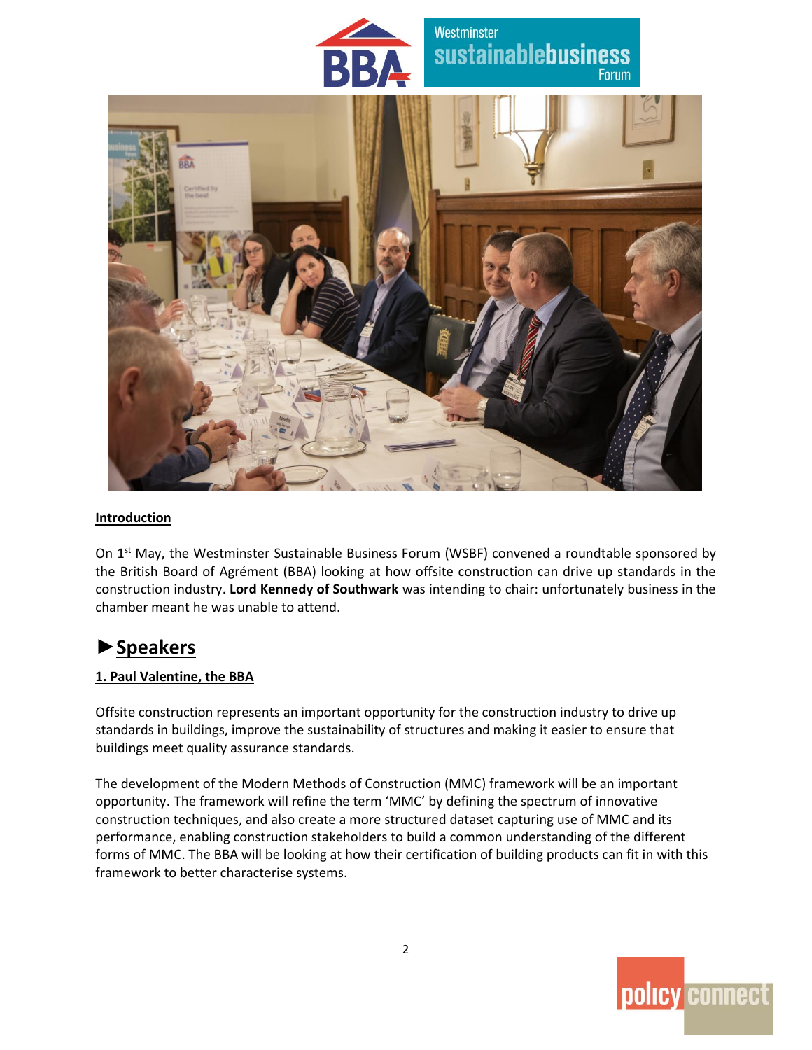**Introduction**

On 1st May, the Westminster Sustainable Business Forum (WSBF) convened a roundtable sponsored by the British Board of Agrément (BBA) looking at how offsite construction can drive up standards in the construction industry. **Lord Kennedy of Southwark** was intending to chair: unfortunately business in the chamber meant he was unable to attend.

## ►Speakers

### 1. Paul Valentine, the BBA

Offsite construction represents an important opportunity for the construction industry to drive up standards in buildings, improve the sustainability of structures and making it easier to ensure that buildings meet quality assurance standards.

The development of the Modern Methods of Construction (MMC) framework will be an important opportunity. The framework will refine the term 'MMC' by defining the spectrum of innovative construction techniques, and also create a more structured dataset capturing use of MMC and its performance, enabling construction stakeholders to build a common understanding of the different forms of MMC. The BBA will be looking at how their certification of building products can fit in with this framework to better characterise systems.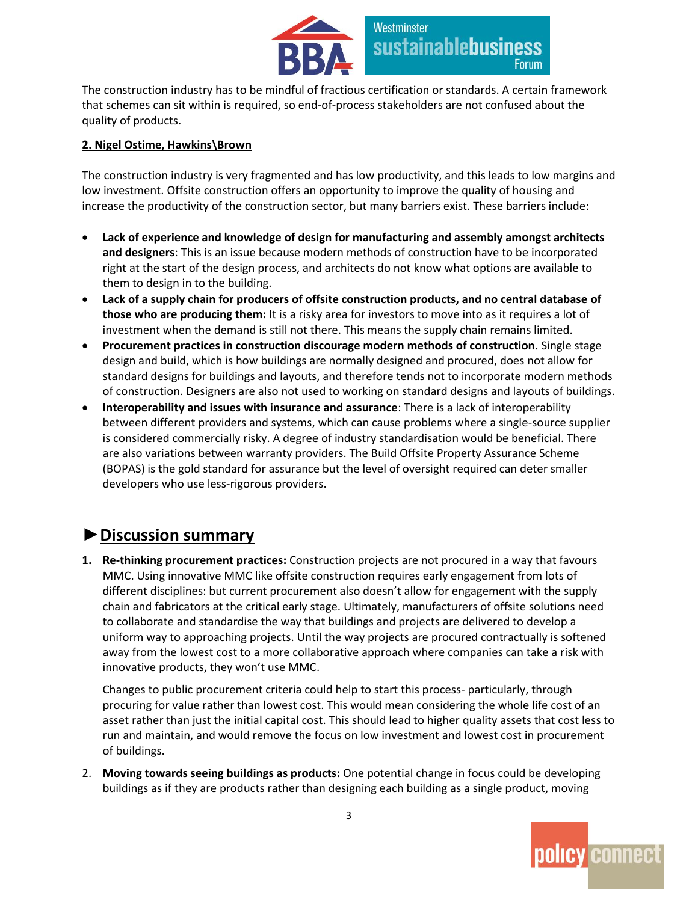The construction industry has to be mindful of fractious certification or standards. A certain framework that schemes can sit within is required, so end-of-process stakeholders are not confused about the quality of products.

**2. Nigel Ostime, Hawkins\Brown**

The construction industry is very fragmented and has low productivity, and this leads to low margins and low investment. Offsite construction offers an opportunity to improve the quality of housing and increase the productivity of the construction sector, but many barriers exist. These barriers include:

- **Lack of experience and knowledge of design for manufacturing and assembly amongst architects and designers**: This is an issue because modern methods of construction have to be incorporated right at the start of the design process, and architects do not know what options are available to them to design in to the building.
- **Lack of a supply chain for producers of offsite construction products, and no central database of those who are producing them:** It is a risky area for investors to move into as it requires a lot of investment when the demand is still not there. This means the supply chain remains limited.
- **Procurement practices in construction discourage modern methods of construction.** Single stage design and build, which is how buildings are normally designed and procured, does not allow for standard designs for buildings and layouts, and therefore tends not to incorporate modern methods of construction. Designers are also not used to working on standard designs and layouts of buildings.
- **Interoperability and issues with insurance and assurance**: There is a lack of interoperability between different providers and systems, which can cause problems where a single-source supplier is considered commercially risky. A degree of industry standardisation would be beneficial. There are also variations between warranty providers. The Build Offsite Property Assurance Scheme (BOPAS) is the gold standard for assurance but the level of oversight required can deter smaller developers who use less-rigorous providers.

---

## ►Discussion summary

1. **Re-thinking procurement practices:** Construction projects are not procured in a way that favours MMC. Using innovative MMC like offsite construction requires early engagement from lots of different disciplines: but current procurement also doesn't allow for engagement with the supply chain and fabricators at the critical early stage. Ultimately, manufacturers of offsite solutions need to collaborate and standardise the way that buildings and projects are delivered to develop a uniform way to approaching projects. Until the way projects are procured contractually is softened away from the lowest cost to a more collaborative approach where companies can take a risk with innovative products, they won't use MMC.

   Changes to public procurement criteria could help to start this process- particularly, through procuring for value rather than lowest cost. This would mean considering the whole life cost of an asset rather than just the initial capital cost. This should lead to higher quality assets that cost less to run and maintain, and would remove the focus on low investment and lowest cost in procurement of buildings.

2. **Moving towards seeing buildings as products:** One potential change in focus could be developing buildings as if they are products rather than designing each building as a single product, moving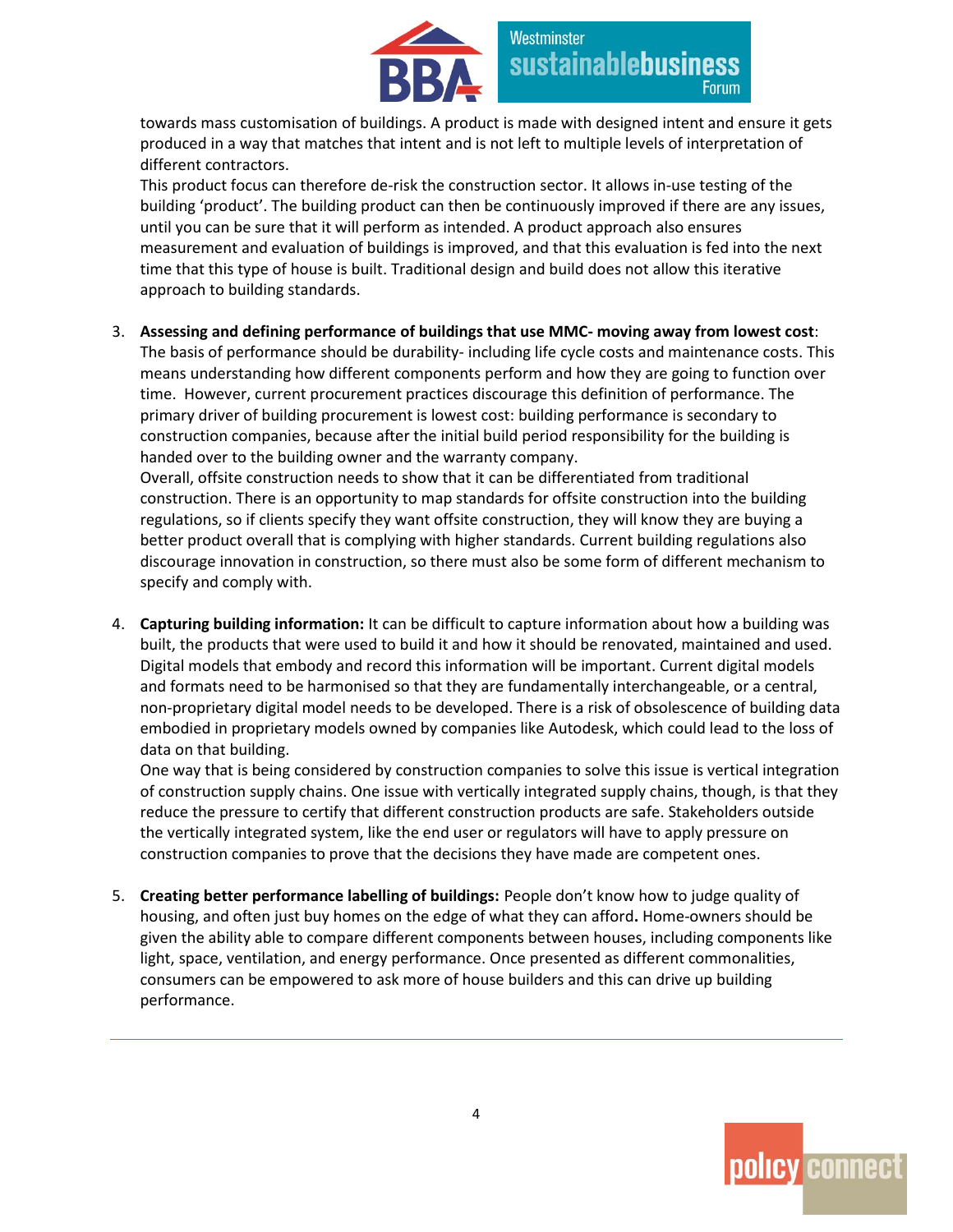towards mass customisation of buildings. A product is made with designed intent and ensure it gets produced in a way that matches that intent and is not left to multiple levels of interpretation of different contractors.

This product focus can therefore de-risk the construction sector. It allows in-use testing of the building 'product'. The building product can then be continuously improved if there are any issues, until you can be sure that it will perform as intended. A product approach also ensures measurement and evaluation of buildings is improved, and that this evaluation is fed into the next time that this type of house is built. Traditional design and build does not allow this iterative approach to building standards.

3. **Assessing and defining performance of buildings that use MMC- moving away from lowest cost**: The basis of performance should be durability- including life cycle costs and maintenance costs. This means understanding how different components perform and how they are going to function over time. However, current procurement practices discourage this definition of performance. The primary driver of building procurement is lowest cost: building performance is secondary to construction companies, because after the initial build period responsibility for the building is handed over to the building owner and the warranty company.

   Overall, offsite construction needs to show that it can be differentiated from traditional construction. There is an opportunity to map standards for offsite construction into the building regulations, so if clients specify they want offsite construction, they will know they are buying a better product overall that is complying with higher standards. Current building regulations also discourage innovation in construction, so there must also be some form of different mechanism to specify and comply with.

4. **Capturing building information:** It can be difficult to capture information about how a building was built, the products that were used to build it and how it should be renovated, maintained and used. Digital models that embody and record this information will be important. Current digital models and formats need to be harmonised so that they are fundamentally interchangeable, or a central, non-proprietary digital model needs to be developed. There is a risk of obsolescence of building data embodied in proprietary models owned by companies like Autodesk, which could lead to the loss of data on that building.

   One way that is being considered by construction companies to solve this issue is vertical integration of construction supply chains. One issue with vertically integrated supply chains, though, is that they reduce the pressure to certify that different construction products are safe. Stakeholders outside the vertically integrated system, like the end user or regulators will have to apply pressure on construction companies to prove that the decisions they have made are competent ones.

5. **Creating better performance labelling of buildings:** People don't know how to judge quality of housing, and often just buy homes on the edge of what they can afford**.** Home-owners should be given the ability able to compare different components between houses, including components like light, space, ventilation, and energy performance. Once presented as different commonalities, consumers can be empowered to ask more of house builders and this can drive up building performance.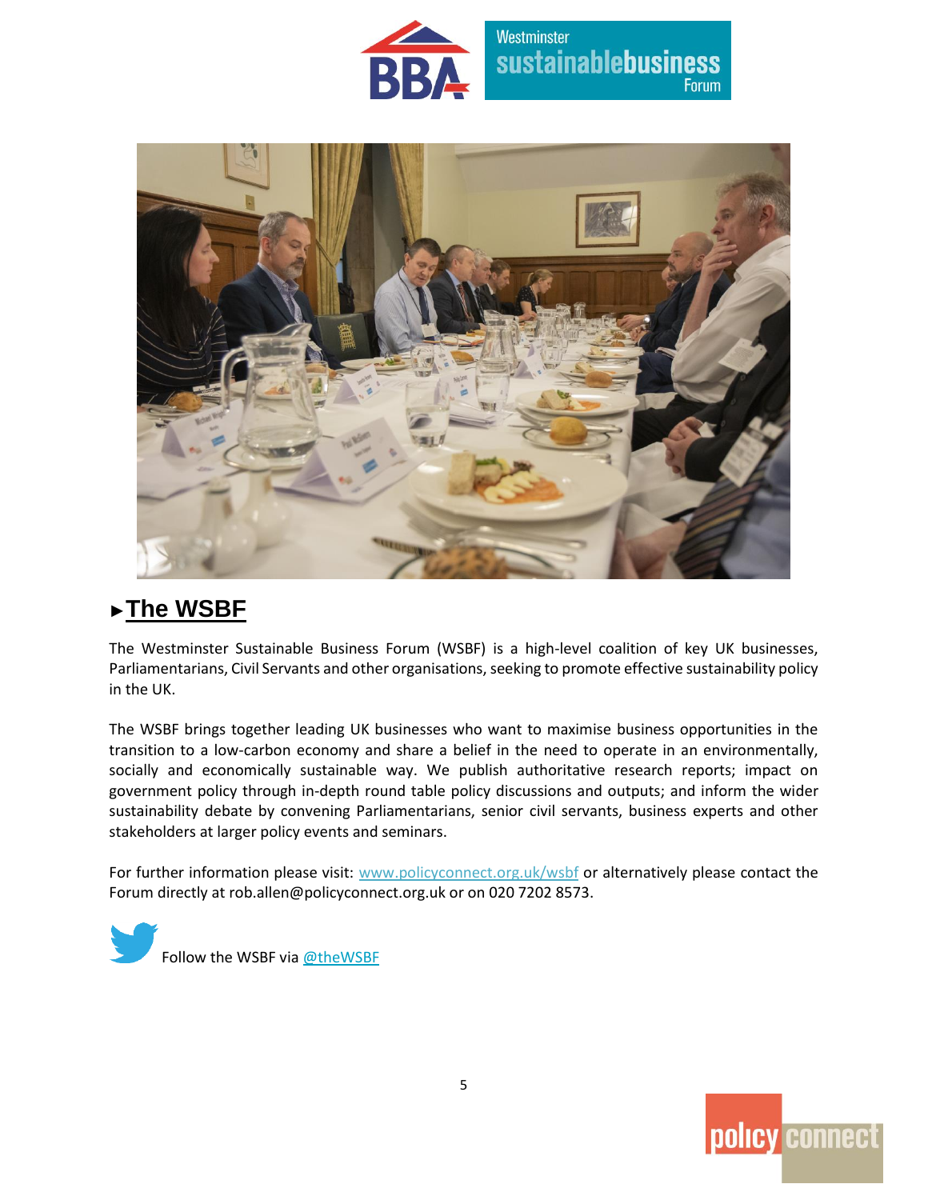## ►The WSBF

The Westminster Sustainable Business Forum (WSBF) is a high-level coalition of key UK businesses, Parliamentarians, Civil Servants and other organisations, seeking to promote effective sustainability policy in the UK.

The WSBF brings together leading UK businesses who want to maximise business opportunities in the transition to a low-carbon economy and share a belief in the need to operate in an environmentally, socially and economically sustainable way. We publish authoritative research reports; impact on government policy through in-depth round table policy discussions and outputs; and inform the wider sustainability debate by convening Parliamentarians, senior civil servants, business experts and other stakeholders at larger policy events and seminars.

For further information please visit: www.policyconnect.org.uk/wsbf or alternatively please contact the Forum directly at rob.allen@policyconnect.org.uk or on 020 7202 8573.

Follow the WSBF via @theWSBF